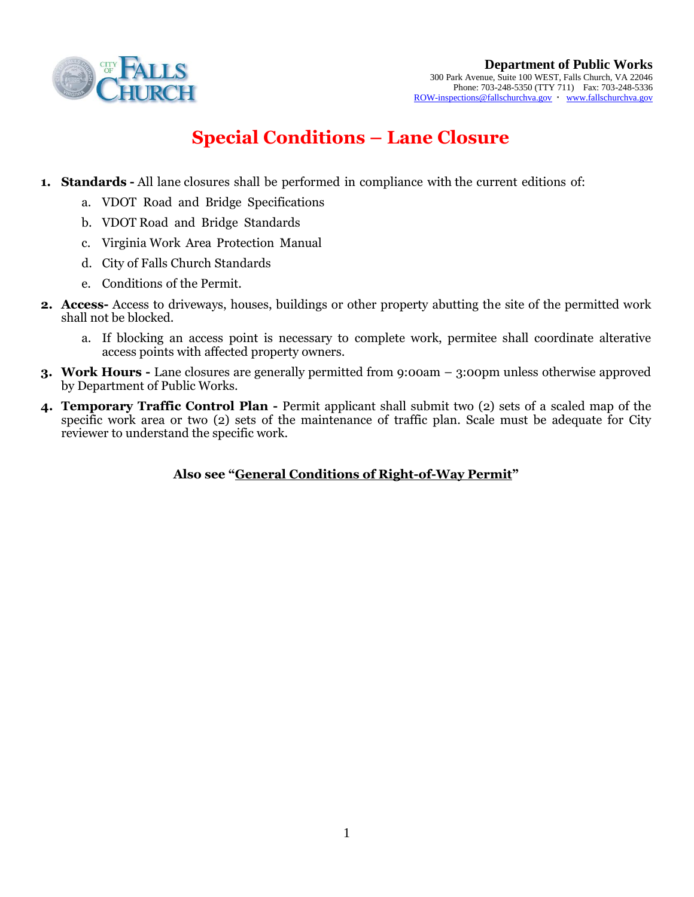**Department of Public Works**
300 Park Avenue, Suite 100 WEST, Falls Church, VA 22046
Phone: 703-248-5350 (TTY 711) Fax: 703-248-5336
ROW-inspections@fallschurchva.gov · www.fallschurchva.gov

# Special Conditions – Lane Closure

1. **Standards -** All lane closures shall be performed in compliance with the current editions of:
   a. VDOT Road and Bridge Specifications
   b. VDOT Road and Bridge Standards
   c. Virginia Work Area Protection Manual
   d. City of Falls Church Standards
   e. Conditions of the Permit.
2. **Access-** Access to driveways, houses, buildings or other property abutting the site of the permitted work shall not be blocked.
   a. If blocking an access point is necessary to complete work, permitee shall coordinate alterative access points with affected property owners.
3. **Work Hours -** Lane closures are generally permitted from 9:00am – 3:00pm unless otherwise approved by Department of Public Works.
4. **Temporary Traffic Control Plan -** Permit applicant shall submit two (2) sets of a scaled map of the specific work area or two (2) sets of the maintenance of traffic plan. Scale must be adequate for City reviewer to understand the specific work.

**Also see "General Conditions of Right-of-Way Permit"**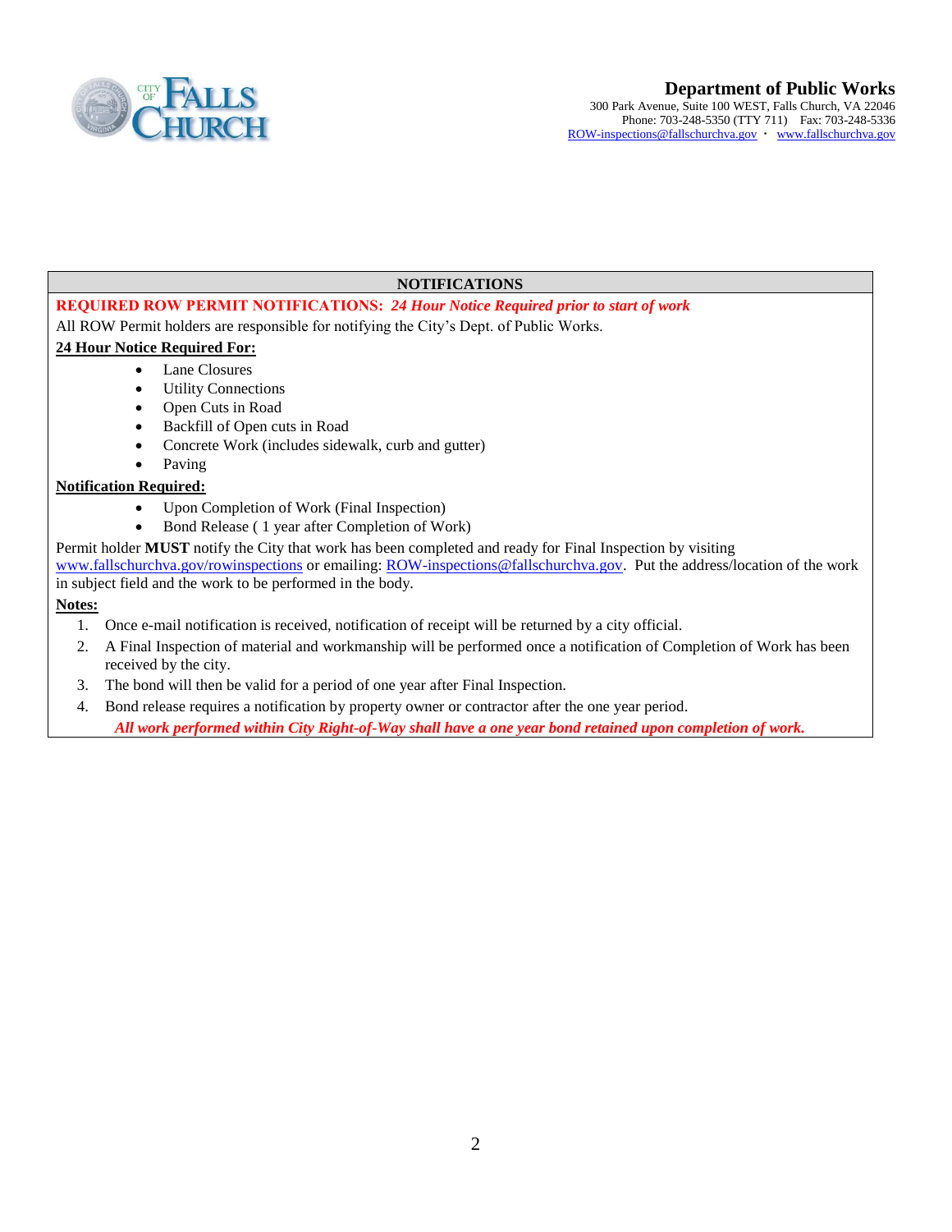**Department of Public Works**
300 Park Avenue, Suite 100 WEST, Falls Church, VA 22046
Phone: 703-248-5350 (TTY 711) Fax: 703-248-5336
ROW-inspections@fallschurchva.gov · www.fallschurchva.gov

## NOTIFICATIONS

**REQUIRED ROW PERMIT NOTIFICATIONS:** ***24 Hour Notice Required prior to start of work***

All ROW Permit holders are responsible for notifying the City's Dept. of Public Works.

**24 Hour Notice Required For:**

- Lane Closures
- Utility Connections
- Open Cuts in Road
- Backfill of Open cuts in Road
- Concrete Work (includes sidewalk, curb and gutter)
- Paving

**Notification Required:**

- Upon Completion of Work (Final Inspection)
- Bond Release ( 1 year after Completion of Work)

Permit holder **MUST** notify the City that work has been completed and ready for Final Inspection by visiting www.fallschurchva.gov/rowinspections or emailing: ROW-inspections@fallschurchva.gov. Put the address/location of the work in subject field and the work to be performed in the body.

**Notes:**

1. Once e-mail notification is received, notification of receipt will be returned by a city official.
2. A Final Inspection of material and workmanship will be performed once a notification of Completion of Work has been received by the city.
3. The bond will then be valid for a period of one year after Final Inspection.
4. Bond release requires a notification by property owner or contractor after the one year period.

***All work performed within City Right-of-Way shall have a one year bond retained upon completion of work.***